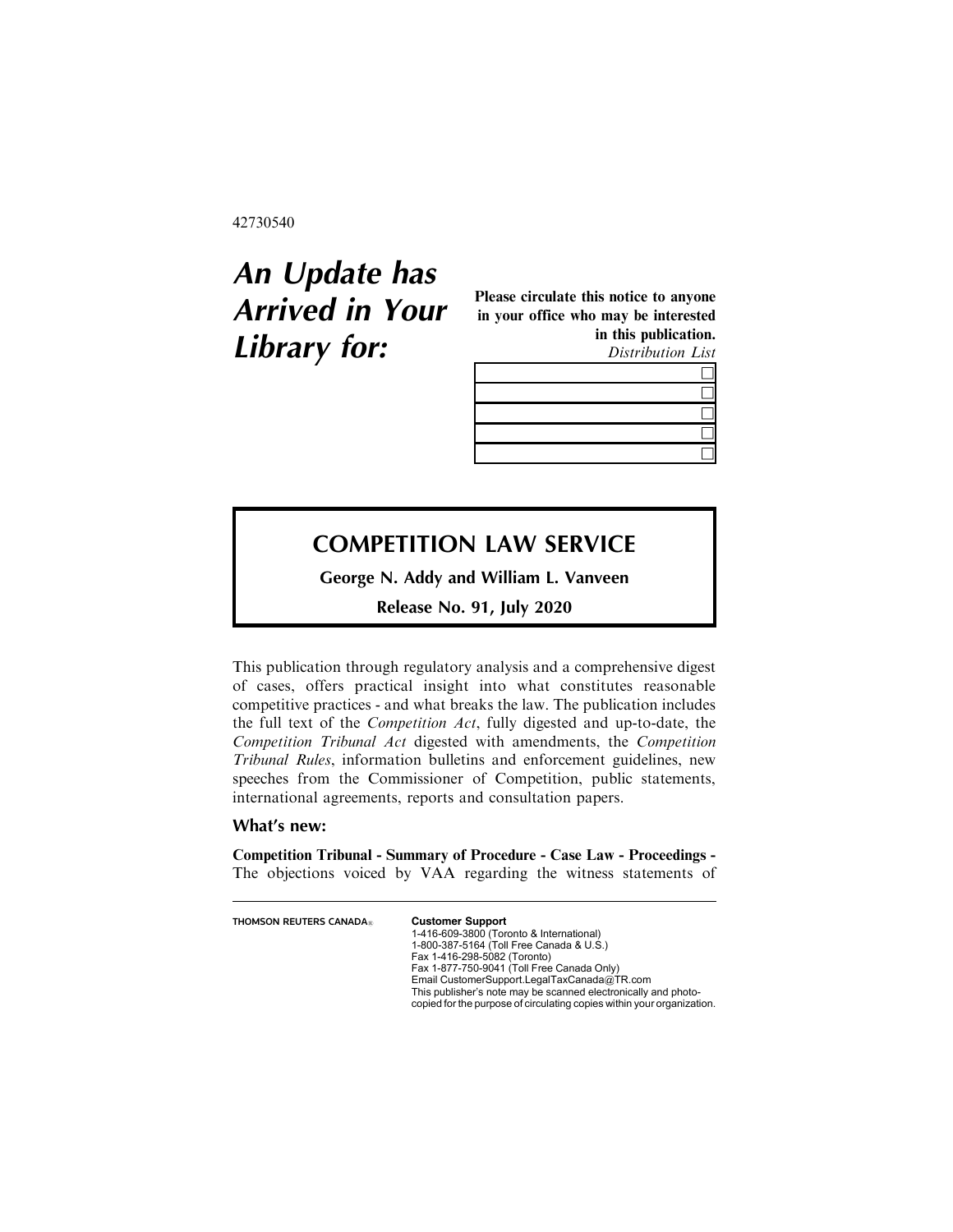42730540

# An Update has Arrived in Your Library for:

**Please circulate this notice to anyone in your office who may be interested in this publication.**

*Distribution List*

| | |
|---|---|
| | ☐ |
| | ☐ |
| | ☐ |
| | ☐ |
| | ☐ |

## COMPETITION LAW SERVICE

**George N. Addy and William L. Vanveen**

**Release No. 91, July 2020**

This publication through regulatory analysis and a comprehensive digest of cases, offers practical insight into what constitutes reasonable competitive practices - and what breaks the law. The publication includes the full text of the *Competition Act*, fully digested and up-to-date, the *Competition Tribunal Act* digested with amendments, the *Competition Tribunal Rules*, information bulletins and enforcement guidelines, new speeches from the Commissioner of Competition, public statements, international agreements, reports and consultation papers.

### What's new:

**Competition Tribunal - Summary of Procedure - Case Law - Proceedings -** The objections voiced by VAA regarding the witness statements of

THOMSON REUTERS CANADA®

**Customer Support**
1-416-609-3800 (Toronto & International)
1-800-387-5164 (Toll Free Canada & U.S.)
Fax 1-416-298-5082 (Toronto)
Fax 1-877-750-9041 (Toll Free Canada Only)
Email CustomerSupport.LegalTaxCanada@TR.com
This publisher's note may be scanned electronically and photocopied for the purpose of circulating copies within your organization.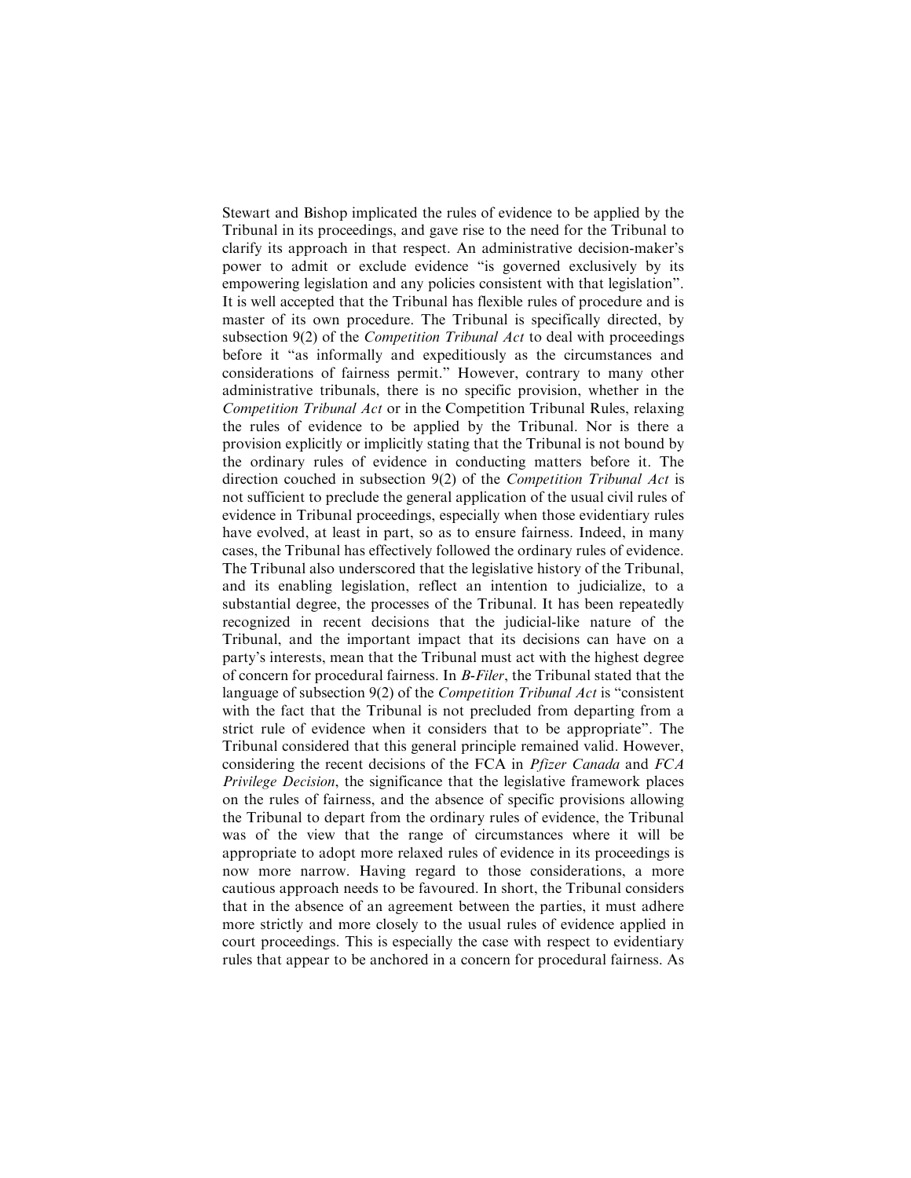Stewart and Bishop implicated the rules of evidence to be applied by the Tribunal in its proceedings, and gave rise to the need for the Tribunal to clarify its approach in that respect. An administrative decision-maker's power to admit or exclude evidence "is governed exclusively by its empowering legislation and any policies consistent with that legislation". It is well accepted that the Tribunal has flexible rules of procedure and is master of its own procedure. The Tribunal is specifically directed, by subsection 9(2) of the *Competition Tribunal Act* to deal with proceedings before it "as informally and expeditiously as the circumstances and considerations of fairness permit." However, contrary to many other administrative tribunals, there is no specific provision, whether in the *Competition Tribunal Act* or in the Competition Tribunal Rules, relaxing the rules of evidence to be applied by the Tribunal. Nor is there a provision explicitly or implicitly stating that the Tribunal is not bound by the ordinary rules of evidence in conducting matters before it. The direction couched in subsection 9(2) of the *Competition Tribunal Act* is not sufficient to preclude the general application of the usual civil rules of evidence in Tribunal proceedings, especially when those evidentiary rules have evolved, at least in part, so as to ensure fairness. Indeed, in many cases, the Tribunal has effectively followed the ordinary rules of evidence. The Tribunal also underscored that the legislative history of the Tribunal, and its enabling legislation, reflect an intention to judicialize, to a substantial degree, the processes of the Tribunal. It has been repeatedly recognized in recent decisions that the judicial-like nature of the Tribunal, and the important impact that its decisions can have on a party's interests, mean that the Tribunal must act with the highest degree of concern for procedural fairness. In *B-Filer*, the Tribunal stated that the language of subsection 9(2) of the *Competition Tribunal Act* is "consistent with the fact that the Tribunal is not precluded from departing from a strict rule of evidence when it considers that to be appropriate". The Tribunal considered that this general principle remained valid. However, considering the recent decisions of the FCA in *Pfizer Canada* and *FCA Privilege Decision*, the significance that the legislative framework places on the rules of fairness, and the absence of specific provisions allowing the Tribunal to depart from the ordinary rules of evidence, the Tribunal was of the view that the range of circumstances where it will be appropriate to adopt more relaxed rules of evidence in its proceedings is now more narrow. Having regard to those considerations, a more cautious approach needs to be favoured. In short, the Tribunal considers that in the absence of an agreement between the parties, it must adhere more strictly and more closely to the usual rules of evidence applied in court proceedings. This is especially the case with respect to evidentiary rules that appear to be anchored in a concern for procedural fairness. As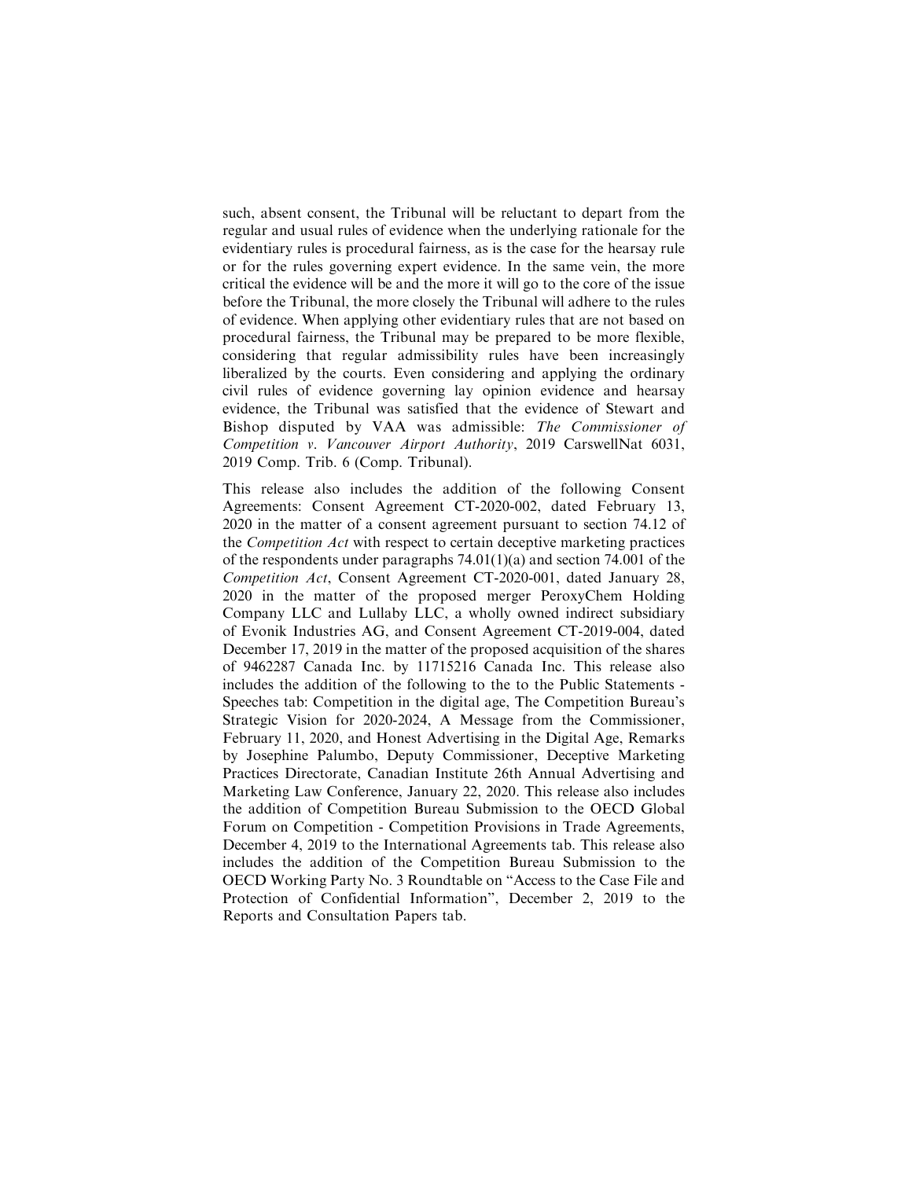such, absent consent, the Tribunal will be reluctant to depart from the regular and usual rules of evidence when the underlying rationale for the evidentiary rules is procedural fairness, as is the case for the hearsay rule or for the rules governing expert evidence. In the same vein, the more critical the evidence will be and the more it will go to the core of the issue before the Tribunal, the more closely the Tribunal will adhere to the rules of evidence. When applying other evidentiary rules that are not based on procedural fairness, the Tribunal may be prepared to be more flexible, considering that regular admissibility rules have been increasingly liberalized by the courts. Even considering and applying the ordinary civil rules of evidence governing lay opinion evidence and hearsay evidence, the Tribunal was satisfied that the evidence of Stewart and Bishop disputed by VAA was admissible: *The Commissioner of Competition v. Vancouver Airport Authority*, 2019 CarswellNat 6031, 2019 Comp. Trib. 6 (Comp. Tribunal).

This release also includes the addition of the following Consent Agreements: Consent Agreement CT-2020-002, dated February 13, 2020 in the matter of a consent agreement pursuant to section 74.12 of the *Competition Act* with respect to certain deceptive marketing practices of the respondents under paragraphs 74.01(1)(a) and section 74.001 of the *Competition Act*, Consent Agreement CT-2020-001, dated January 28, 2020 in the matter of the proposed merger PeroxyChem Holding Company LLC and Lullaby LLC, a wholly owned indirect subsidiary of Evonik Industries AG, and Consent Agreement CT-2019-004, dated December 17, 2019 in the matter of the proposed acquisition of the shares of 9462287 Canada Inc. by 11715216 Canada Inc. This release also includes the addition of the following to the to the Public Statements - Speeches tab: Competition in the digital age, The Competition Bureau's Strategic Vision for 2020-2024, A Message from the Commissioner, February 11, 2020, and Honest Advertising in the Digital Age, Remarks by Josephine Palumbo, Deputy Commissioner, Deceptive Marketing Practices Directorate, Canadian Institute 26th Annual Advertising and Marketing Law Conference, January 22, 2020. This release also includes the addition of Competition Bureau Submission to the OECD Global Forum on Competition - Competition Provisions in Trade Agreements, December 4, 2019 to the International Agreements tab. This release also includes the addition of the Competition Bureau Submission to the OECD Working Party No. 3 Roundtable on "Access to the Case File and Protection of Confidential Information", December 2, 2019 to the Reports and Consultation Papers tab.